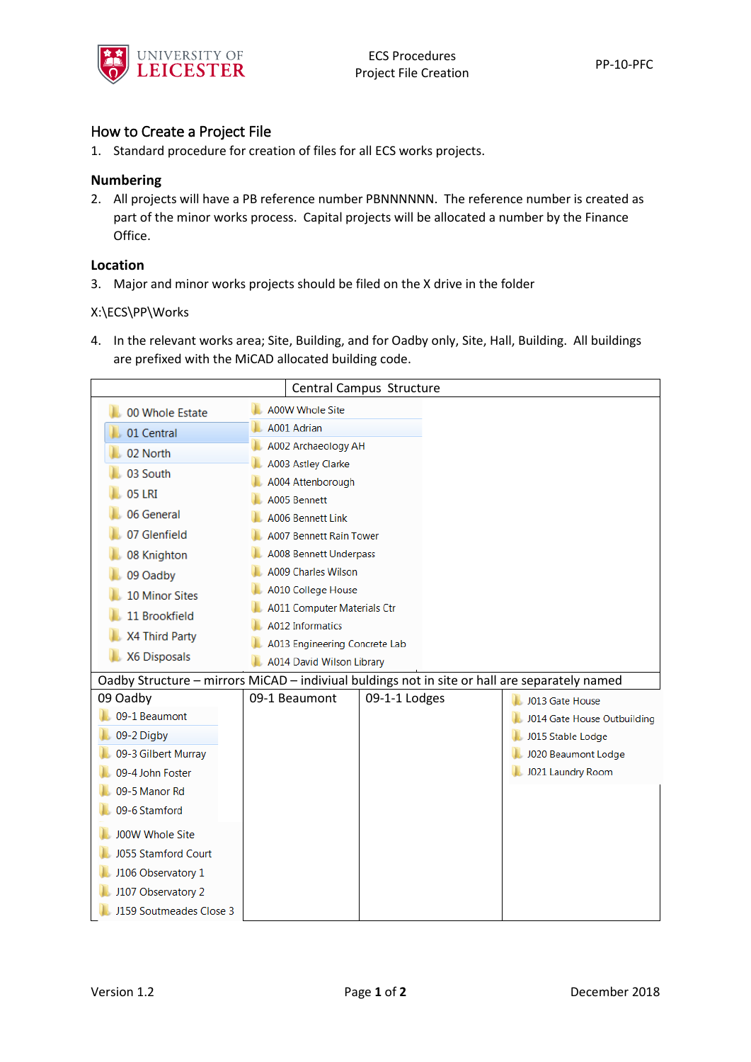# How to Create a Project File

1. Standard procedure for creation of files for all ECS works projects.

## Numbering

2. All projects will have a PB reference number PBNNNNNN. The reference number is created as part of the minor works process. Capital projects will be allocated a number by the Finance Office.

## Location

3. Major and minor works projects should be filed on the X drive in the folder

X:\ECS\PP\Works

4. In the relevant works area; Site, Building, and for Oadby only, Site, Hall, Building. All buildings are prefixed with the MiCAD allocated building code.

| | Central Campus Structure |
|---|---|
| 00 Whole Estate | A00W Whole Site |
| 01 Central | A001 Adrian |
| 02 North | A002 Archaeology AH |
| 03 South | A003 Astley Clarke |
| 05 LRI | A004 Attenborough |
| 06 General | A005 Bennett |
| 07 Glenfield | A006 Bennett Link |
| 08 Knighton | A007 Bennett Rain Tower |
| 09 Oadby | A008 Bennett Underpass |
| 10 Minor Sites | A009 Charles Wilson |
| 11 Brookfield | A010 College House |
| X4 Third Party | A011 Computer Materials Ctr |
| X6 Disposals | A012 Informatics |
| | A013 Engineering Concrete Lab |
| | A014 David Wilson Library |

Oadby Structure – mirrors MiCAD – indiviual buldings not in site or hall are separately named

| 09 Oadby | 09-1 Beaumont | 09-1-1 Lodges | |
|---|---|---|---|
| 09-1 Beaumont | | | J013 Gate House |
| 09-2 Digby | | | J014 Gate House Outbuilding |
| 09-3 Gilbert Murray | | | J015 Stable Lodge |
| 09-4 John Foster | | | J020 Beaumont Lodge |
| 09-5 Manor Rd | | | J021 Laundry Room |
| 09-6 Stamford | | | |
| J00W Whole Site | | | |
| J055 Stamford Court | | | |
| J106 Observatory 1 | | | |
| J107 Observatory 2 | | | |
| J159 Soutmeades Close 3 | | | |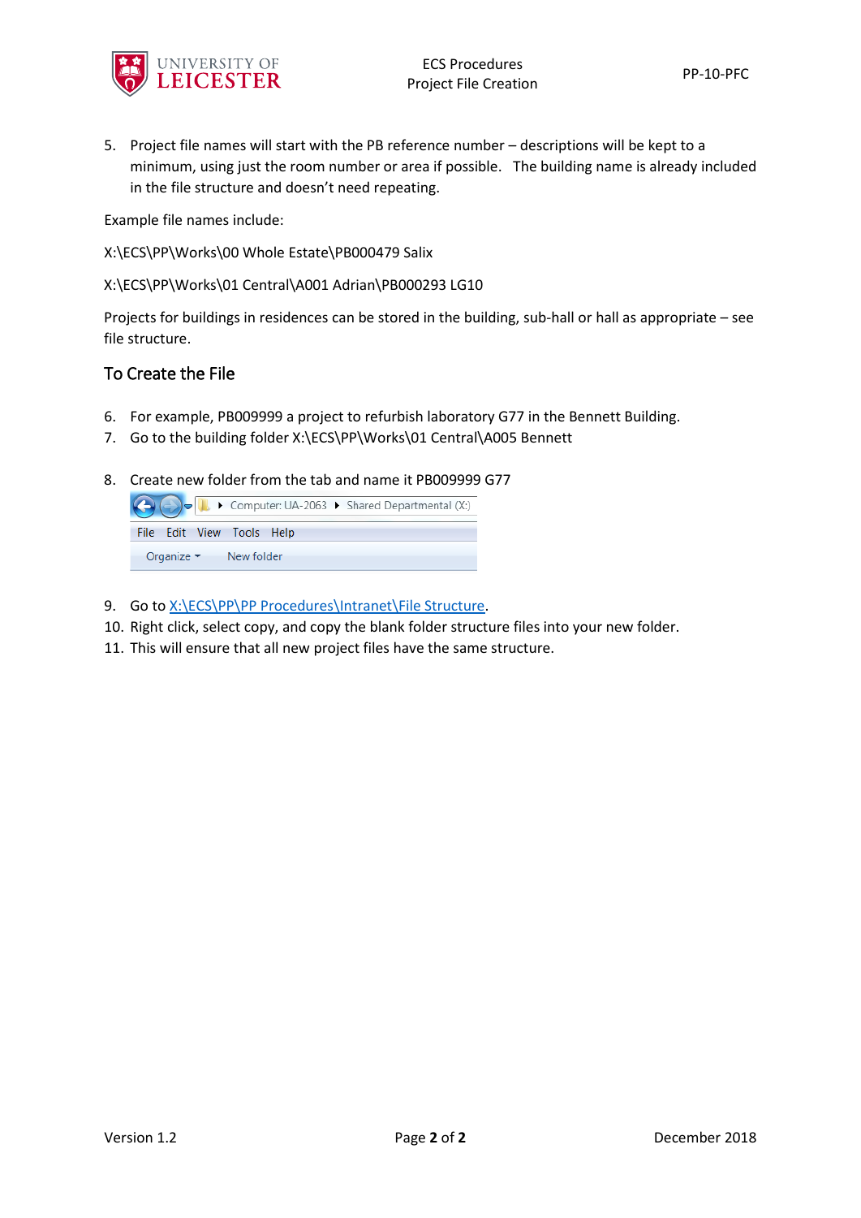5. Project file names will start with the PB reference number – descriptions will be kept to a minimum, using just the room number or area if possible. The building name is already included in the file structure and doesn't need repeating.

Example file names include:

X:\ECS\PP\Works\00 Whole Estate\PB000479 Salix

X:\ECS\PP\Works\01 Central\A001 Adrian\PB000293 LG10

Projects for buildings in residences can be stored in the building, sub-hall or hall as appropriate – see file structure.

## To Create the File

6. For example, PB009999 a project to refurbish laboratory G77 in the Bennett Building.
7. Go to the building folder X:\ECS\PP\Works\01 Central\A005 Bennett

8. Create new folder from the tab and name it PB009999 G77

Computer: UA-2063 ▸ Shared Departmental (X:)

File Edit View Tools Help

Organize ▾ New folder

9. Go to X:\ECS\PP\PP Procedures\Intranet\File Structure.
10. Right click, select copy, and copy the blank folder structure files into your new folder.
11. This will ensure that all new project files have the same structure.